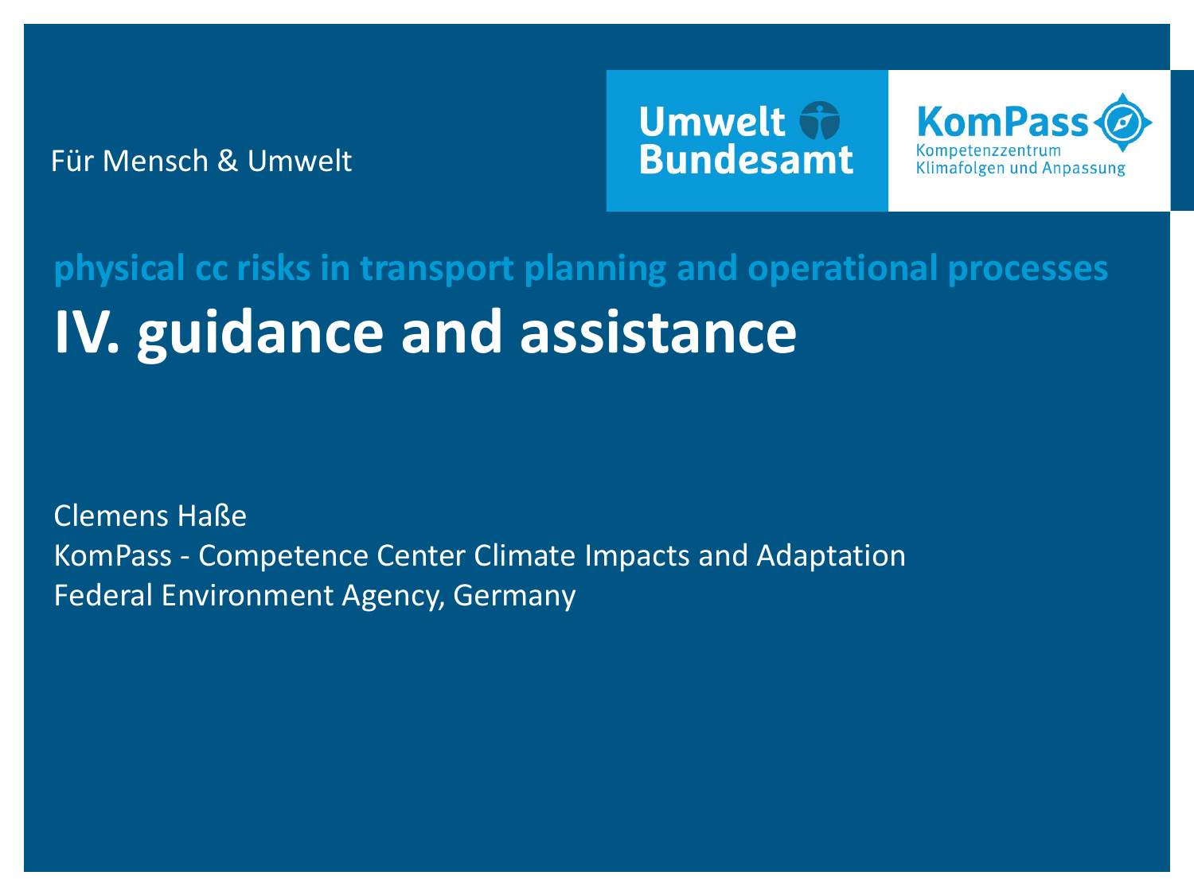Für Mensch & Umwelt

Umwelt Bundesamt

KomPass
Kompetenzzentrum
Klimafolgen und Anpassung

## physical cc risks in transport planning and operational processes

# IV. guidance and assistance

Clemens Haße
KomPass - Competence Center Climate Impacts and Adaptation
Federal Environment Agency, Germany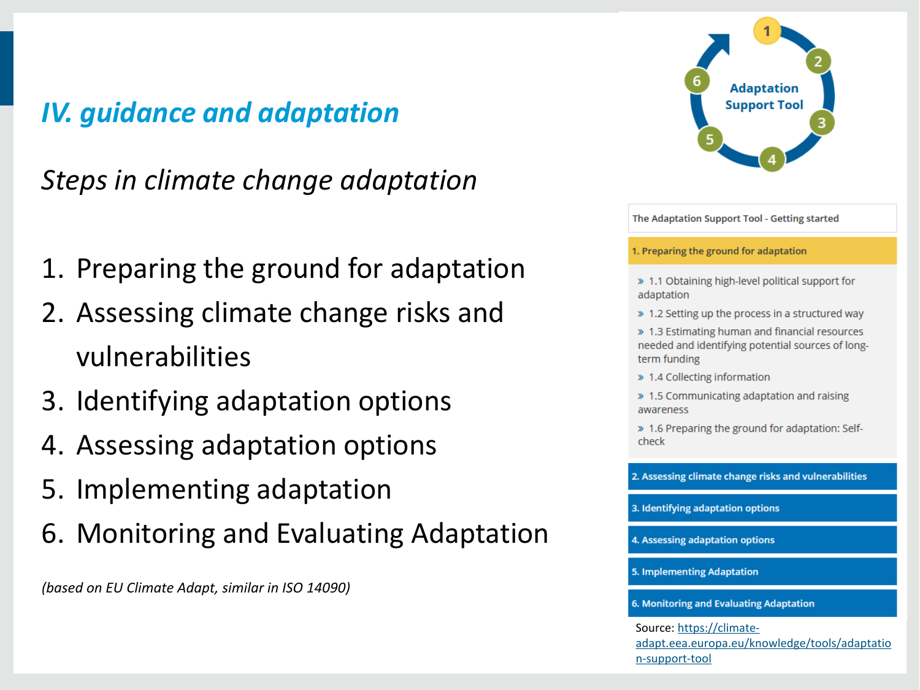# *IV. guidance and adaptation*

## *Steps in climate change adaptation*

1. Preparing the ground for adaptation
2. Assessing climate change risks and vulnerabilities
3. Identifying adaptation options
4. Assessing adaptation options
5. Implementing adaptation
6. Monitoring and Evaluating Adaptation

*(based on EU Climate Adapt, similar in ISO 14090)*

Adaptation Support Tool

The Adaptation Support Tool - Getting started

**1. Preparing the ground for adaptation**

- » 1.1 Obtaining high-level political support for adaptation
- » 1.2 Setting up the process in a structured way
- » 1.3 Estimating human and financial resources needed and identifying potential sources of long-term funding
- » 1.4 Collecting information
- » 1.5 Communicating adaptation and raising awareness
- » 1.6 Preparing the ground for adaptation: Self-check

**2. Assessing climate change risks and vulnerabilities**

**3. Identifying adaptation options**

**4. Assessing adaptation options**

**5. Implementing Adaptation**

**6. Monitoring and Evaluating Adaptation**

Source: https://climate-adapt.eea.europa.eu/knowledge/tools/adaptation-support-tool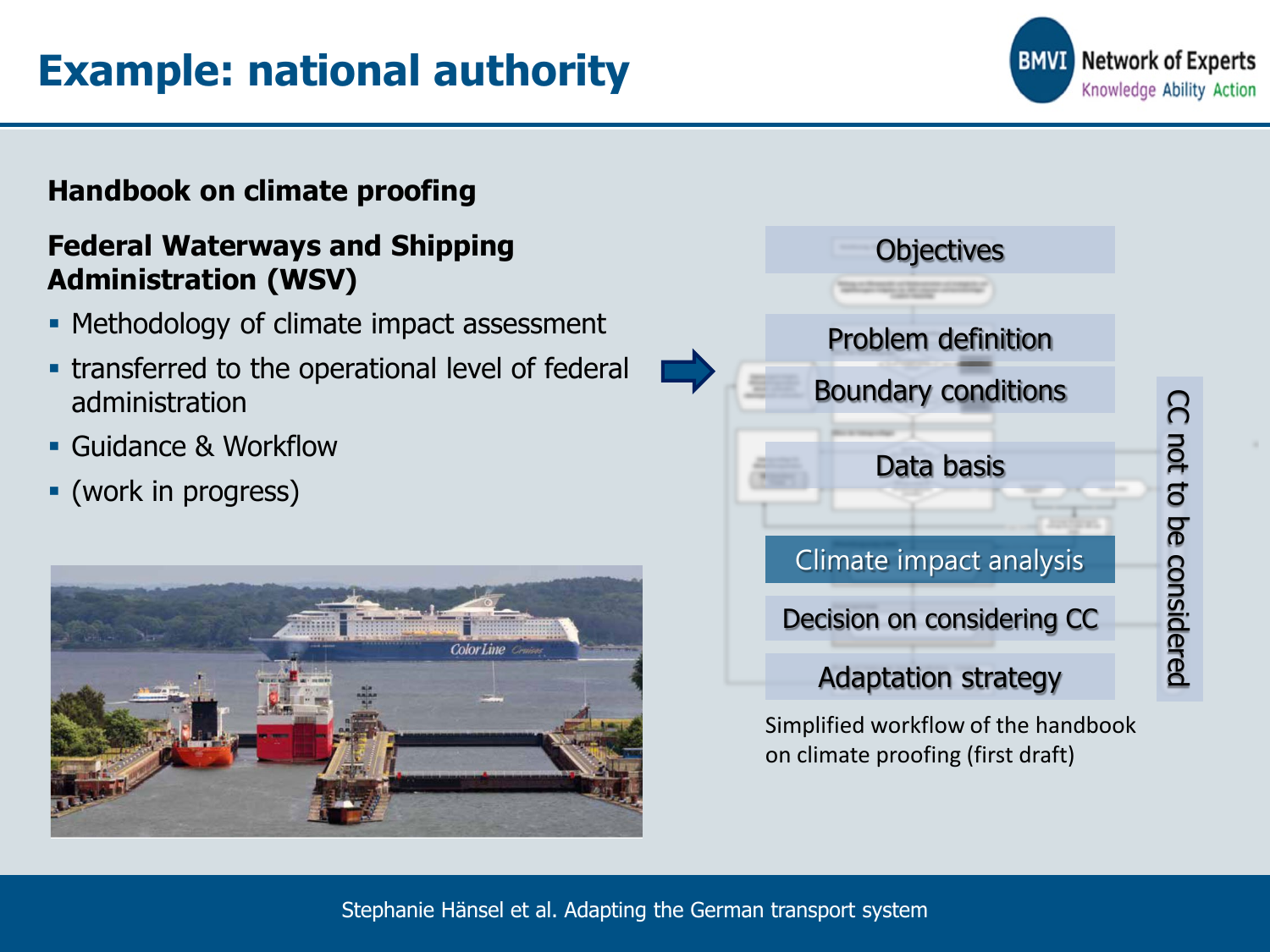# Example: national authority

**Handbook on climate proofing**

**Federal Waterways and Shipping Administration (WSV)**

- Methodology of climate impact assessment
- transferred to the operational level of federal administration
- Guidance & Workflow
- (work in progress)

Objectives

Problem definition

Boundary conditions

Data basis

Climate impact analysis

Decision on considering CC

Adaptation strategy

CC not to be considered

Simplified workflow of the handbook on climate proofing (first draft)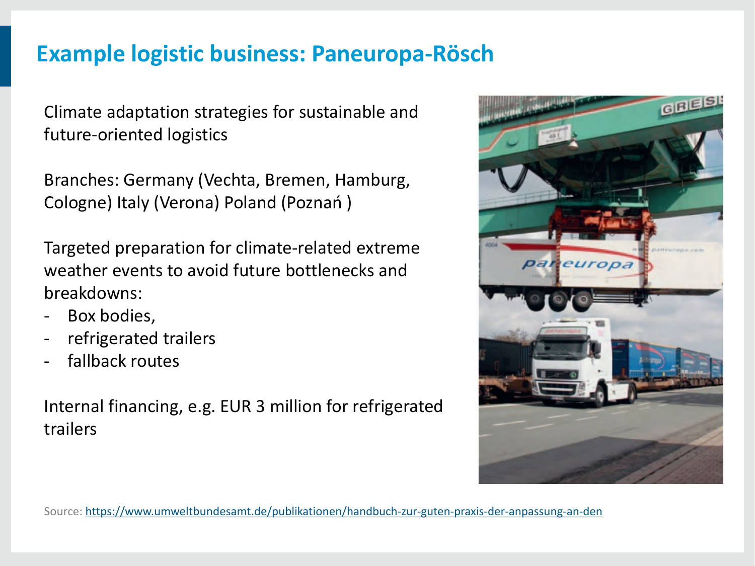# Example logistic business: Paneuropa-Rösch

Climate adaptation strategies for sustainable and future-oriented logistics

Branches: Germany (Vechta, Bremen, Hamburg, Cologne) Italy (Verona) Poland (Poznań )

Targeted preparation for climate-related extreme weather events to avoid future bottlenecks and breakdowns:

- Box bodies,
- refrigerated trailers
- fallback routes

Internal financing, e.g. EUR 3 million for refrigerated trailers

Source: https://www.umweltbundesamt.de/publikationen/handbuch-zur-guten-praxis-der-anpassung-an-den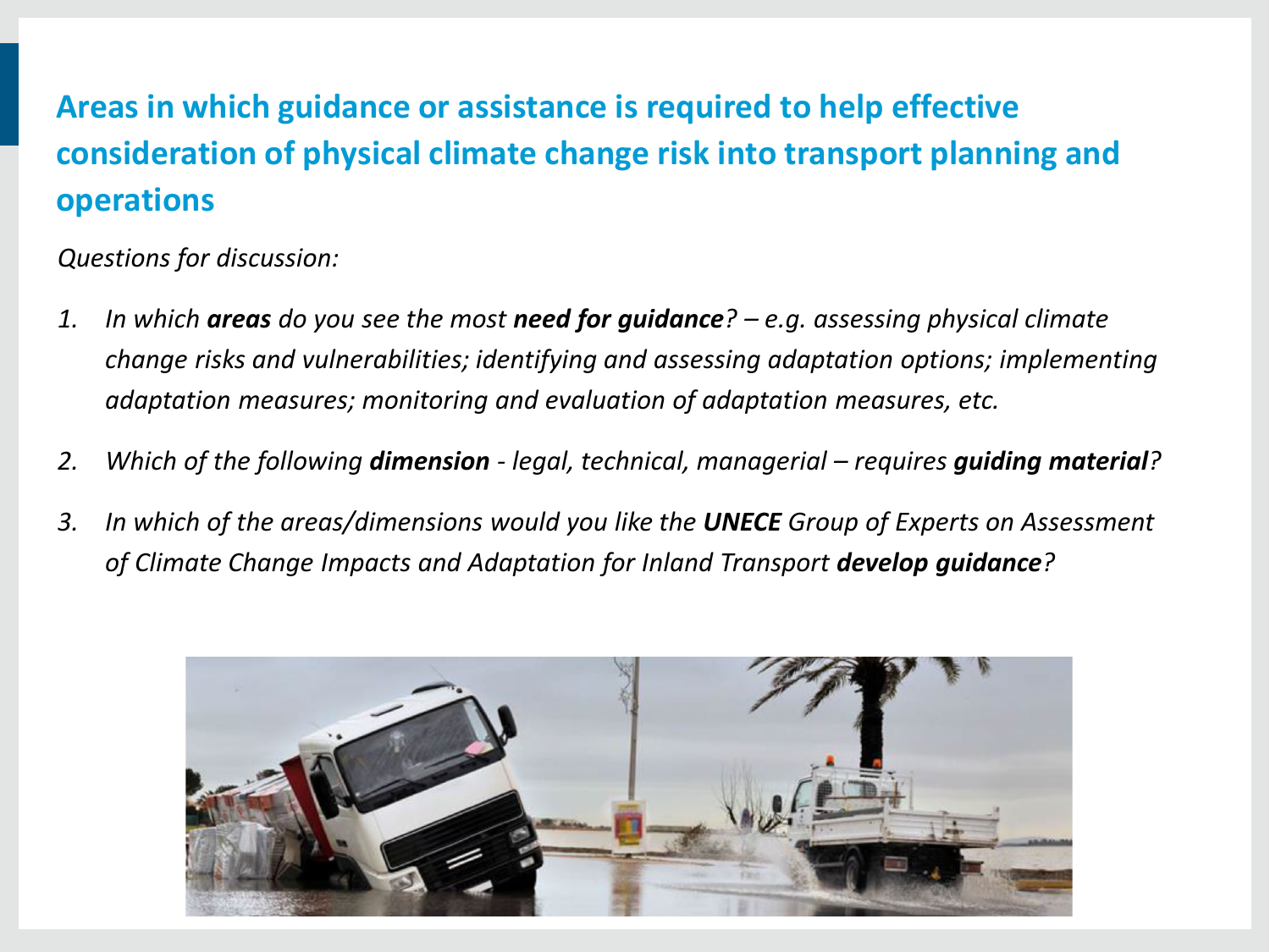## Areas in which guidance or assistance is required to help effective consideration of physical climate change risk into transport planning and operations

*Questions for discussion:*

1. *In which **areas** do you see the most **need for guidance**? – e.g. assessing physical climate change risks and vulnerabilities; identifying and assessing adaptation options; implementing adaptation measures; monitoring and evaluation of adaptation measures, etc.*
2. *Which of the following **dimension** - legal, technical, managerial – requires **guiding material**?*
3. *In which of the areas/dimensions would you like the **UNECE** Group of Experts on Assessment of Climate Change Impacts and Adaptation for Inland Transport **develop guidance**?*